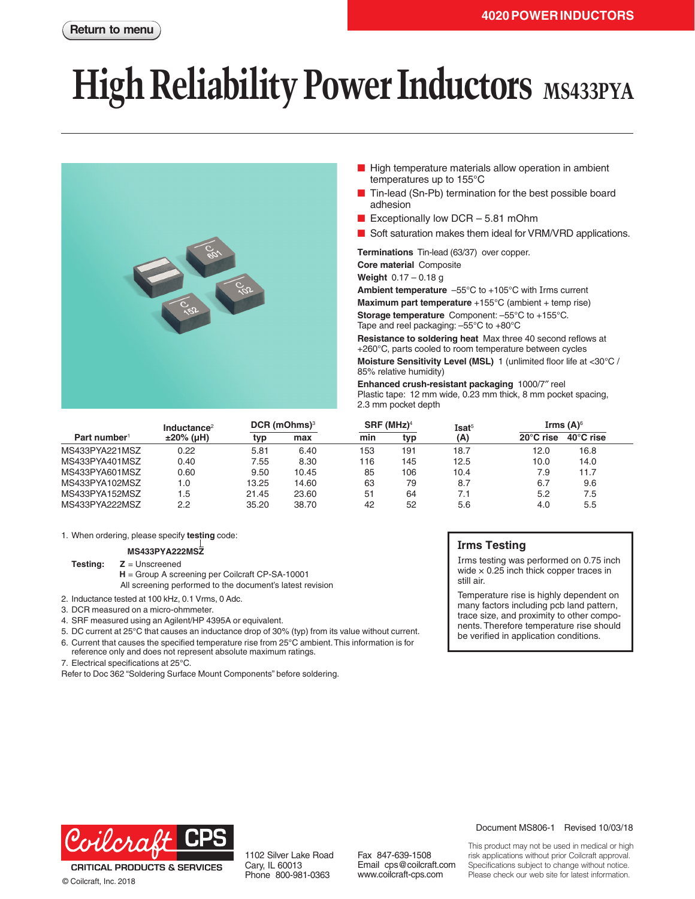4020 POWER INDUCTORS

# High Reliability Power Inductors MS433PYA

- High temperature materials allow operation in ambient temperatures up to 155°C
- Tin-lead (Sn-Pb) termination for the best possible board adhesion
- Exceptionally low DCR – 5.81 mOhm
- Soft saturation makes them ideal for VRM/VRD applications.

**Terminations** Tin-lead (63/37) over copper.
**Core material** Composite
**Weight** 0.17 – 0.18 g
**Ambient temperature** –55°C to +105°C with Irms current
**Maximum part temperature** +155°C (ambient + temp rise)
**Storage temperature** Component: –55°C to +155°C. Tape and reel packaging: –55°C to +80°C
**Resistance to soldering heat** Max three 40 second reflows at +260°C, parts cooled to room temperature between cycles
**Moisture Sensitivity Level (MSL)** 1 (unlimited floor life at <30°C / 85% relative humidity)
**Enhanced crush-resistant packaging** 1000/7″ reel
Plastic tape: 12 mm wide, 0.23 mm thick, 8 mm pocket spacing, 2.3 mm pocket depth

| Part number[1] | Inductance[2] ±20% (µH) | DCR (mOhms)[3] typ | DCR (mOhms)[3] max | SRF (MHz)[4] min | SRF (MHz)[4] typ | Isat[5] (A) | Irms (A)[6] 20°C rise | Irms (A)[6] 40°C rise |
|---|---|---|---|---|---|---|---|---|
| MS433PYA221MSZ | 0.22 | 5.81 | 6.40 | 153 | 191 | 18.7 | 12.0 | 16.8 |
| MS433PYA401MSZ | 0.40 | 7.55 | 8.30 | 116 | 145 | 12.5 | 10.0 | 14.0 |
| MS433PYA601MSZ | 0.60 | 9.50 | 10.45 | 85 | 106 | 10.4 | 7.9 | 11.7 |
| MS433PYA102MSZ | 1.0 | 13.25 | 14.60 | 63 | 79 | 8.7 | 6.7 | 9.6 |
| MS433PYA152MSZ | 1.5 | 21.45 | 23.60 | 51 | 64 | 7.1 | 5.2 | 7.5 |
| MS433PYA222MSZ | 2.2 | 35.20 | 38.70 | 42 | 52 | 5.6 | 4.0 | 5.5 |

1. When ordering, please specify **testing** code:

   **MS433PYA222MSZ**

   **Testing:** **Z** = Unscreened
   **H** = Group A screening per Coilcraft CP-SA-10001
   All screening performed to the document's latest revision
2. Inductance tested at 100 kHz, 0.1 Vrms, 0 Adc.
3. DCR measured on a micro-ohmmeter.
4. SRF measured using an Agilent/HP 4395A or equivalent.
5. DC current at 25°C that causes an inductance drop of 30% (typ) from its value without current.
6. Current that causes the specified temperature rise from 25°C ambient. This information is for reference only and does not represent absolute maximum ratings.
7. Electrical specifications at 25°C.

Refer to Doc 362 "Soldering Surface Mount Components" before soldering.

### Irms Testing

Irms testing was performed on 0.75 inch wide × 0.25 inch thick copper traces in still air.

Temperature rise is highly dependent on many factors including pcb land pattern, trace size, and proximity to other components. Therefore temperature rise should be verified in application conditions.

Document MS806-1 Revised 10/03/18

Coilcraft CPS
CRITICAL PRODUCTS & SERVICES
© Coilcraft, Inc. 2018

1102 Silver Lake Road
Cary, IL 60013
Phone 800-981-0363

Fax 847-639-1508
Email cps@coilcraft.com
www.coilcraft-cps.com

This product may not be used in medical or high risk applications without prior Coilcraft approval. Specifications subject to change without notice. Please check our web site for latest information.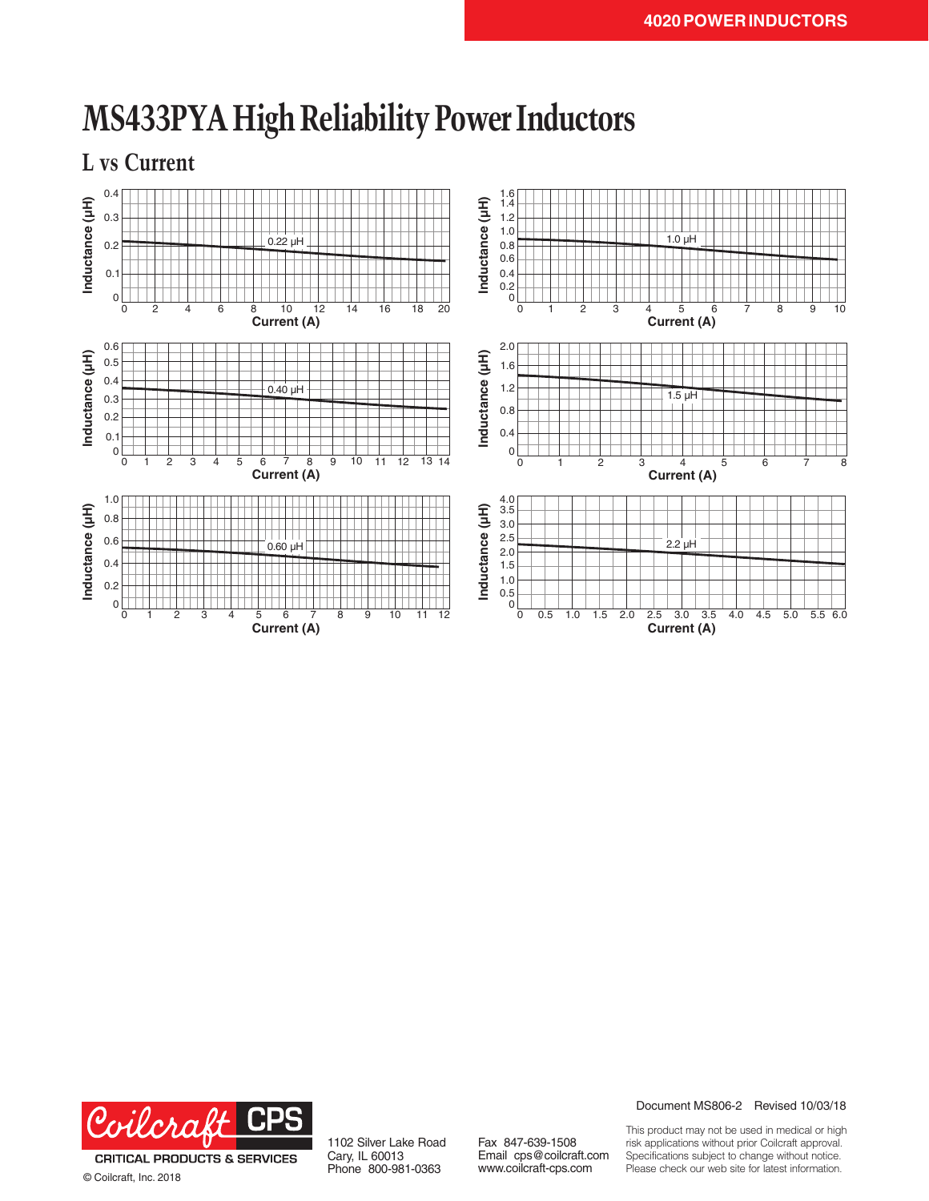# MS433PYA High Reliability Power Inductors

## L vs Current

Inductance (µH) vs Current (A)

0.22 µH

1.0 µH

0.40 µH

1.5 µH

0.60 µH

2.2 µH

Document MS806-2 Revised 10/03/18

Coilcraft CPS

CRITICAL PRODUCTS & SERVICES

© Coilcraft, Inc. 2018

1102 Silver Lake Road
Cary, IL 60013
Phone 800-981-0363

Fax 847-639-1508
Email cps@coilcraft.com
www.coilcraft-cps.com

This product may not be used in medical or high risk applications without prior Coilcraft approval. Specifications subject to change without notice. Please check our web site for latest information.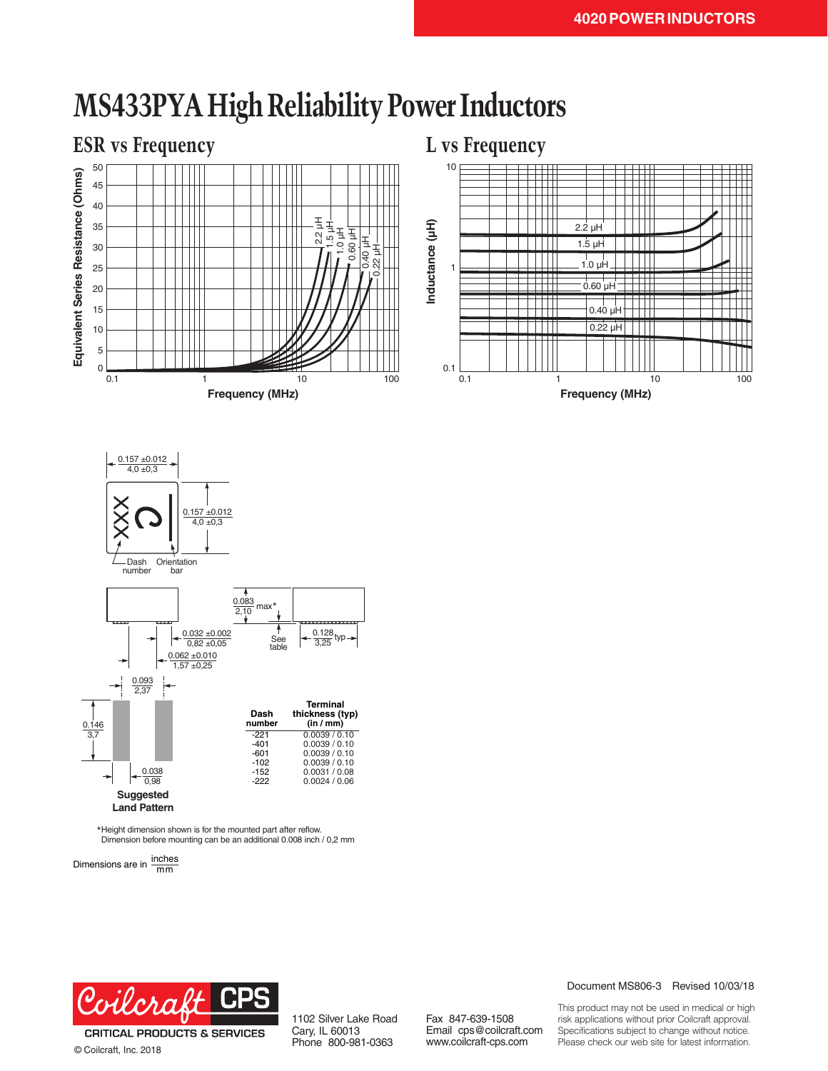# MS433PYA High Reliability Power Inductors

## ESR vs Frequency

Equivalent Series Resistance (Ohms)

50
45
40
35
30
25
20
15
10
5
0

0.1 1 10 100

Frequency (MHz)

2.2 µH
1.5 µH
1.0 µH
0.60 µH
0.40 µH
0.22 µH

## L vs Frequency

Inductance (µH)

10
1
0.1

0.1 1 10 100

Frequency (MHz)

2.2 µH
1.5 µH
1.0 µH
0.60 µH
0.40 µH
0.22 µH

0.157 ±0.012 / 4,0 ±0,3

0.157 ±0.012 / 4,0 ±0,3

XXX C

Dash number

Orientation bar

0.083 / 2,10 max*

See table

0.128 / 3,25 typ

0.032 ±0.002 / 0,82 ±0,05

0.062 ±0.010 / 1,57 ±0,25

0.093 / 2,37

0.146 / 3,7

0.038 / 0,98

**Suggested Land Pattern**

| Dash number | Terminal thickness (typ) (in / mm) |
|---|---|
| -221 | 0.0039 / 0.10 |
| -401 | 0.0039 / 0.10 |
| -601 | 0.0039 / 0.10 |
| -102 | 0.0039 / 0.10 |
| -152 | 0.0031 / 0.08 |
| -222 | 0.0024 / 0.06 |

*Height dimension shown is for the mounted part after reflow.
Dimension before mounting can be an additional 0.008 inch / 0,2 mm

Dimensions are in $\frac{\text{inches}}{\text{mm}}$

Coilcraft CPS
CRITICAL PRODUCTS & SERVICES
© Coilcraft, Inc. 2018

1102 Silver Lake Road
Cary, IL 60013
Phone 800-981-0363

Fax 847-639-1508
Email cps@coilcraft.com
www.coilcraft-cps.com

Document MS806-3 Revised 10/03/18

This product may not be used in medical or high risk applications without prior Coilcraft approval. Specifications subject to change without notice. Please check our web site for latest information.